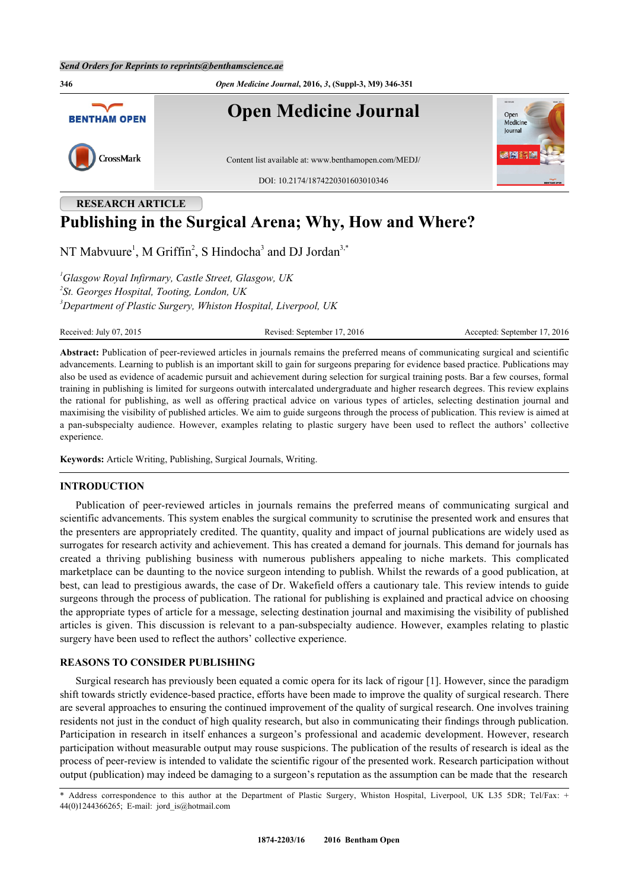RESEARCH ARTICLE

# Publishing in the Surgical Arena; Why, How and Where?

NT Mabvuure[1], M Griffin[2], S Hindocha[3] and DJ Jordan[3,*]

[1]*Glasgow Royal Infirmary, Castle Street, Glasgow, UK*
[2]*St. Georges Hospital, Tooting, London, UK*
[3]*Department of Plastic Surgery, Whiston Hospital, Liverpool, UK*

Received: July 07, 2015 Revised: September 17, 2016 Accepted: September 17, 2016

**Abstract:** Publication of peer-reviewed articles in journals remains the preferred means of communicating surgical and scientific advancements. Learning to publish is an important skill to gain for surgeons preparing for evidence based practice. Publications may also be used as evidence of academic pursuit and achievement during selection for surgical training posts. Bar a few courses, formal training in publishing is limited for surgeons outwith intercalated undergraduate and higher research degrees. This review explains the rational for publishing, as well as offering practical advice on various types of articles, selecting destination journal and maximising the visibility of published articles. We aim to guide surgeons through the process of publication. This review is aimed at a pan-subspecialty audience. However, examples relating to plastic surgery have been used to reflect the authors' collective experience.

**Keywords:** Article Writing, Publishing, Surgical Journals, Writing.

## INTRODUCTION

Publication of peer-reviewed articles in journals remains the preferred means of communicating surgical and scientific advancements. This system enables the surgical community to scrutinise the presented work and ensures that the presenters are appropriately credited. The quantity, quality and impact of journal publications are widely used as surrogates for research activity and achievement. This has created a demand for journals. This demand for journals has created a thriving publishing business with numerous publishers appealing to niche markets. This complicated marketplace can be daunting to the novice surgeon intending to publish. Whilst the rewards of a good publication, at best, can lead to prestigious awards, the case of Dr. Wakefield offers a cautionary tale. This review intends to guide surgeons through the process of publication. The rational for publishing is explained and practical advice on choosing the appropriate types of article for a message, selecting destination journal and maximising the visibility of published articles is given. This discussion is relevant to a pan-subspecialty audience. However, examples relating to plastic surgery have been used to reflect the authors' collective experience.

## REASONS TO CONSIDER PUBLISHING

Surgical research has previously been equated a comic opera for its lack of rigour [1]. However, since the paradigm shift towards strictly evidence-based practice, efforts have been made to improve the quality of surgical research. There are several approaches to ensuring the continued improvement of the quality of surgical research. One involves training residents not just in the conduct of high quality research, but also in communicating their findings through publication. Participation in research in itself enhances a surgeon's professional and academic development. However, research participation without measurable output may rouse suspicions. The publication of the results of research is ideal as the process of peer-review is intended to validate the scientific rigour of the presented work. Research participation without output (publication) may indeed be damaging to a surgeon's reputation as the assumption can be made that the research

\* Address correspondence to this author at the Department of Plastic Surgery, Whiston Hospital, Liverpool, UK L35 5DR; Tel/Fax: + 44(0)1244366265; E-mail: jord_is@hotmail.com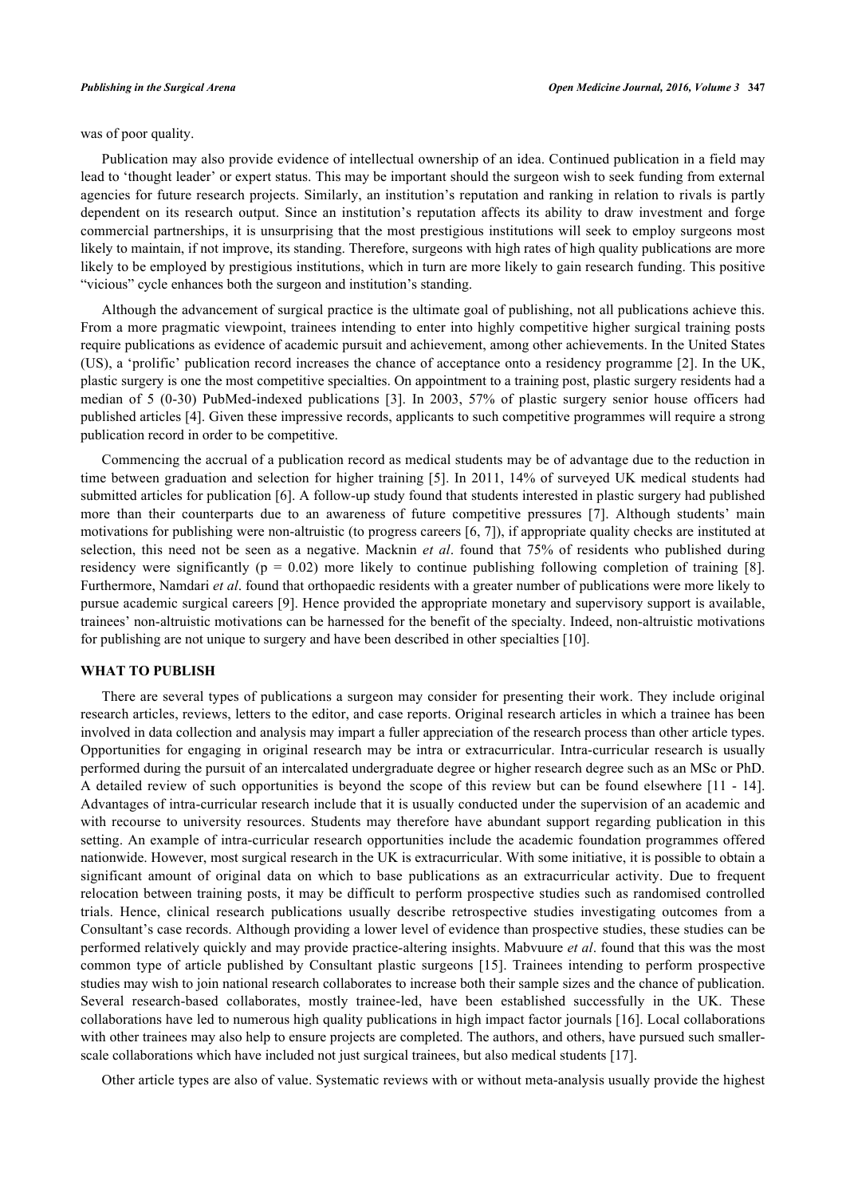was of poor quality.

Publication may also provide evidence of intellectual ownership of an idea. Continued publication in a field may lead to 'thought leader' or expert status. This may be important should the surgeon wish to seek funding from external agencies for future research projects. Similarly, an institution's reputation and ranking in relation to rivals is partly dependent on its research output. Since an institution's reputation affects its ability to draw investment and forge commercial partnerships, it is unsurprising that the most prestigious institutions will seek to employ surgeons most likely to maintain, if not improve, its standing. Therefore, surgeons with high rates of high quality publications are more likely to be employed by prestigious institutions, which in turn are more likely to gain research funding. This positive "vicious" cycle enhances both the surgeon and institution's standing.

Although the advancement of surgical practice is the ultimate goal of publishing, not all publications achieve this. From a more pragmatic viewpoint, trainees intending to enter into highly competitive higher surgical training posts require publications as evidence of academic pursuit and achievement, among other achievements. In the United States (US), a 'prolific' publication record increases the chance of acceptance onto a residency programme [2]. In the UK, plastic surgery is one the most competitive specialties. On appointment to a training post, plastic surgery residents had a median of 5 (0-30) PubMed-indexed publications [3]. In 2003, 57% of plastic surgery senior house officers had published articles [4]. Given these impressive records, applicants to such competitive programmes will require a strong publication record in order to be competitive.

Commencing the accrual of a publication record as medical students may be of advantage due to the reduction in time between graduation and selection for higher training [5]. In 2011, 14% of surveyed UK medical students had submitted articles for publication [6]. A follow-up study found that students interested in plastic surgery had published more than their counterparts due to an awareness of future competitive pressures [7]. Although students' main motivations for publishing were non-altruistic (to progress careers [6, 7]), if appropriate quality checks are instituted at selection, this need not be seen as a negative. Macknin *et al*. found that 75% of residents who published during residency were significantly ($p = 0.02$) more likely to continue publishing following completion of training [8]. Furthermore, Namdari *et al*. found that orthopaedic residents with a greater number of publications were more likely to pursue academic surgical careers [9]. Hence provided the appropriate monetary and supervisory support is available, trainees' non-altruistic motivations can be harnessed for the benefit of the specialty. Indeed, non-altruistic motivations for publishing are not unique to surgery and have been described in other specialties [10].

## WHAT TO PUBLISH

There are several types of publications a surgeon may consider for presenting their work. They include original research articles, reviews, letters to the editor, and case reports. Original research articles in which a trainee has been involved in data collection and analysis may impart a fuller appreciation of the research process than other article types. Opportunities for engaging in original research may be intra or extracurricular. Intra-curricular research is usually performed during the pursuit of an intercalated undergraduate degree or higher research degree such as an MSc or PhD. A detailed review of such opportunities is beyond the scope of this review but can be found elsewhere [11 - 14]. Advantages of intra-curricular research include that it is usually conducted under the supervision of an academic and with recourse to university resources. Students may therefore have abundant support regarding publication in this setting. An example of intra-curricular research opportunities include the academic foundation programmes offered nationwide. However, most surgical research in the UK is extracurricular. With some initiative, it is possible to obtain a significant amount of original data on which to base publications as an extracurricular activity. Due to frequent relocation between training posts, it may be difficult to perform prospective studies such as randomised controlled trials. Hence, clinical research publications usually describe retrospective studies investigating outcomes from a Consultant's case records. Although providing a lower level of evidence than prospective studies, these studies can be performed relatively quickly and may provide practice-altering insights. Mabvuure *et al*. found that this was the most common type of article published by Consultant plastic surgeons [15]. Trainees intending to perform prospective studies may wish to join national research collaborates to increase both their sample sizes and the chance of publication. Several research-based collaborates, mostly trainee-led, have been established successfully in the UK. These collaborations have led to numerous high quality publications in high impact factor journals [16]. Local collaborations with other trainees may also help to ensure projects are completed. The authors, and others, have pursued such smaller-scale collaborations which have included not just surgical trainees, but also medical students [17].

Other article types are also of value. Systematic reviews with or without meta-analysis usually provide the highest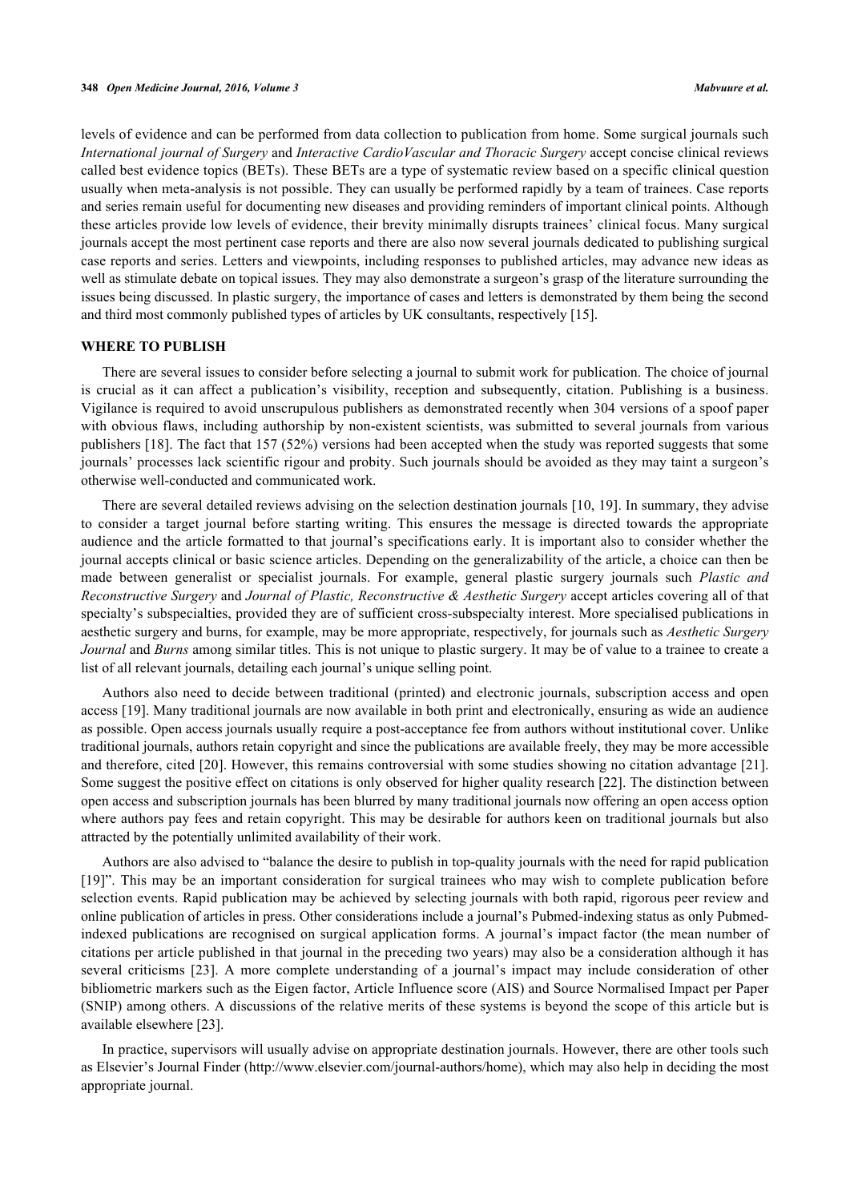levels of evidence and can be performed from data collection to publication from home. Some surgical journals such *International journal of Surgery* and *Interactive CardioVascular and Thoracic Surgery* accept concise clinical reviews called best evidence topics (BETs). These BETs are a type of systematic review based on a specific clinical question usually when meta-analysis is not possible. They can usually be performed rapidly by a team of trainees. Case reports and series remain useful for documenting new diseases and providing reminders of important clinical points. Although these articles provide low levels of evidence, their brevity minimally disrupts trainees' clinical focus. Many surgical journals accept the most pertinent case reports and there are also now several journals dedicated to publishing surgical case reports and series. Letters and viewpoints, including responses to published articles, may advance new ideas as well as stimulate debate on topical issues. They may also demonstrate a surgeon's grasp of the literature surrounding the issues being discussed. In plastic surgery, the importance of cases and letters is demonstrated by them being the second and third most commonly published types of articles by UK consultants, respectively [15].

## WHERE TO PUBLISH

There are several issues to consider before selecting a journal to submit work for publication. The choice of journal is crucial as it can affect a publication's visibility, reception and subsequently, citation. Publishing is a business. Vigilance is required to avoid unscrupulous publishers as demonstrated recently when 304 versions of a spoof paper with obvious flaws, including authorship by non-existent scientists, was submitted to several journals from various publishers [18]. The fact that 157 (52%) versions had been accepted when the study was reported suggests that some journals' processes lack scientific rigour and probity. Such journals should be avoided as they may taint a surgeon's otherwise well-conducted and communicated work.

There are several detailed reviews advising on the selection destination journals [10, 19]. In summary, they advise to consider a target journal before starting writing. This ensures the message is directed towards the appropriate audience and the article formatted to that journal's specifications early. It is important also to consider whether the journal accepts clinical or basic science articles. Depending on the generalizability of the article, a choice can then be made between generalist or specialist journals. For example, general plastic surgery journals such *Plastic and Reconstructive Surgery* and *Journal of Plastic, Reconstructive & Aesthetic Surgery* accept articles covering all of that specialty's subspecialties, provided they are of sufficient cross-subspecialty interest. More specialised publications in aesthetic surgery and burns, for example, may be more appropriate, respectively, for journals such as *Aesthetic Surgery Journal* and *Burns* among similar titles. This is not unique to plastic surgery. It may be of value to a trainee to create a list of all relevant journals, detailing each journal's unique selling point.

Authors also need to decide between traditional (printed) and electronic journals, subscription access and open access [19]. Many traditional journals are now available in both print and electronically, ensuring as wide an audience as possible. Open access journals usually require a post-acceptance fee from authors without institutional cover. Unlike traditional journals, authors retain copyright and since the publications are available freely, they may be more accessible and therefore, cited [20]. However, this remains controversial with some studies showing no citation advantage [21]. Some suggest the positive effect on citations is only observed for higher quality research [22]. The distinction between open access and subscription journals has been blurred by many traditional journals now offering an open access option where authors pay fees and retain copyright. This may be desirable for authors keen on traditional journals but also attracted by the potentially unlimited availability of their work.

Authors are also advised to "balance the desire to publish in top-quality journals with the need for rapid publication [19]". This may be an important consideration for surgical trainees who may wish to complete publication before selection events. Rapid publication may be achieved by selecting journals with both rapid, rigorous peer review and online publication of articles in press. Other considerations include a journal's Pubmed-indexing status as only Pubmed-indexed publications are recognised on surgical application forms. A journal's impact factor (the mean number of citations per article published in that journal in the preceding two years) may also be a consideration although it has several criticisms [23]. A more complete understanding of a journal's impact may include consideration of other bibliometric markers such as the Eigen factor, Article Influence score (AIS) and Source Normalised Impact per Paper (SNIP) among others. A discussions of the relative merits of these systems is beyond the scope of this article but is available elsewhere [23].

In practice, supervisors will usually advise on appropriate destination journals. However, there are other tools such as Elsevier's Journal Finder (http://www.elsevier.com/journal-authors/home), which may also help in deciding the most appropriate journal.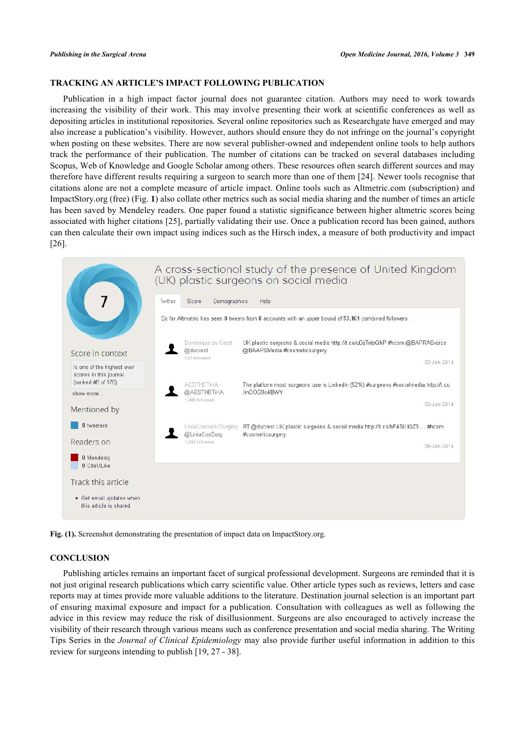## TRACKING AN ARTICLE'S IMPACT FOLLOWING PUBLICATION

Publication in a high impact factor journal does not guarantee citation. Authors may need to work towards increasing the visibility of their work. This may involve presenting their work at scientific conferences as well as depositing articles in institutional repositories. Several online repositories such as Researchgate have emerged and may also increase a publication's visibility. However, authors should ensure they do not infringe on the journal's copyright when posting on these websites. There are now several publisher-owned and independent online tools to help authors track the performance of their publication. The number of citations can be tracked on several databases including Scopus, Web of Knowledge and Google Scholar among others. These resources often search different sources and may therefore have different results requiring a surgeon to search more than one of them [24]. Newer tools recognise that citations alone are not a complete measure of article impact. Online tools such as Altmetric.com (subscription) and ImpactStory.org (free) (Fig. **1**) also collate other metrics such as social media sharing and the number of times an article has been saved by Mendeley readers. One paper found a statistic significance between higher altmetric scores being associated with higher citations [25], partially validating their use. Once a publication record has been gained, authors can then calculate their own impact using indices such as the Hirsch index, a measure of both productivity and impact [26].

**Fig. (1).** Screenshot demonstrating the presentation of impact data on ImpactStory.org.

## CONCLUSION

Publishing articles remains an important facet of surgical professional development. Surgeons are reminded that it is not just original research publications which carry scientific value. Other article types such as reviews, letters and case reports may at times provide more valuable additions to the literature. Destination journal selection is an important part of ensuring maximal exposure and impact for a publication. Consultation with colleagues as well as following the advice in this review may reduce the risk of disillusionment. Surgeons are also encouraged to actively increase the visibility of their research through various means such as conference presentation and social media sharing. The Writing Tips Series in the *Journal of Clinical Epidemiology* may also provide further useful information in addition to this review for surgeons intending to publish [19, 27 - 38].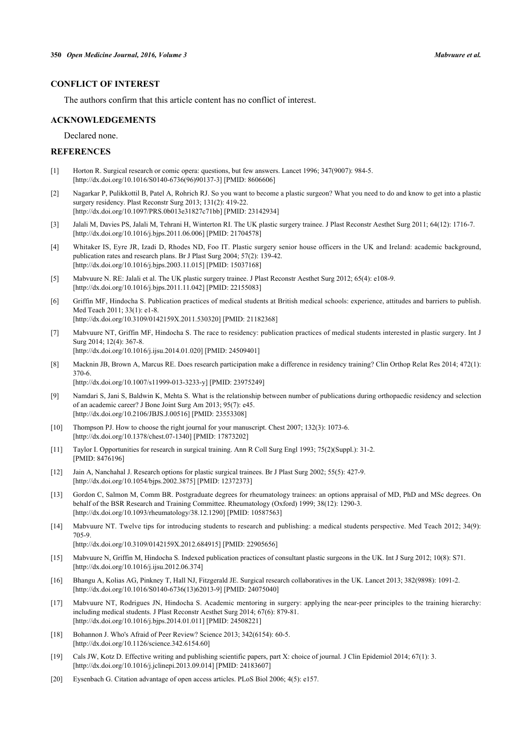## CONFLICT OF INTEREST

The authors confirm that this article content has no conflict of interest.

## ACKNOWLEDGEMENTS

Declared none.

## REFERENCES

[1] Horton R. Surgical research or comic opera: questions, but few answers. Lancet 1996; 347(9007): 984-5. [http://dx.doi.org/10.1016/S0140-6736(96)90137-3] [PMID: 8606606]

[2] Nagarkar P, Pulikkottil B, Patel A, Rohrich RJ. So you want to become a plastic surgeon? What you need to do and know to get into a plastic surgery residency. Plast Reconstr Surg 2013; 131(2): 419-22. [http://dx.doi.org/10.1097/PRS.0b013e31827c71bb] [PMID: 23142934]

[3] Jalali M, Davies PS, Jalali M, Tehrani H, Winterton RI. The UK plastic surgery trainee. J Plast Reconstr Aesthet Surg 2011; 64(12): 1716-7. [http://dx.doi.org/10.1016/j.bjps.2011.06.006] [PMID: 21704578]

[4] Whitaker IS, Eyre JR, Izadi D, Rhodes ND, Foo IT. Plastic surgery senior house officers in the UK and Ireland: academic background, publication rates and research plans. Br J Plast Surg 2004; 57(2): 139-42. [http://dx.doi.org/10.1016/j.bjps.2003.11.015] [PMID: 15037168]

[5] Mabvuure N. RE: Jalali et al. The UK plastic surgery trainee. J Plast Reconstr Aesthet Surg 2012; 65(4): e108-9. [http://dx.doi.org/10.1016/j.bjps.2011.11.042] [PMID: 22155083]

[6] Griffin MF, Hindocha S. Publication practices of medical students at British medical schools: experience, attitudes and barriers to publish. Med Teach 2011; 33(1): e1-8. [http://dx.doi.org/10.3109/0142159X.2011.530320] [PMID: 21182368]

[7] Mabvuure NT, Griffin MF, Hindocha S. The race to residency: publication practices of medical students interested in plastic surgery. Int J Surg 2014; 12(4): 367-8. [http://dx.doi.org/10.1016/j.ijsu.2014.01.020] [PMID: 24509401]

[8] Macknin JB, Brown A, Marcus RE. Does research participation make a difference in residency training? Clin Orthop Relat Res 2014; 472(1): 370-6. [http://dx.doi.org/10.1007/s11999-013-3233-y] [PMID: 23975249]

[9] Namdari S, Jani S, Baldwin K, Mehta S. What is the relationship between number of publications during orthopaedic residency and selection of an academic career? J Bone Joint Surg Am 2013; 95(7): e45. [http://dx.doi.org/10.2106/JBJS.J.00516] [PMID: 23553308]

[10] Thompson PJ. How to choose the right journal for your manuscript. Chest 2007; 132(3): 1073-6. [http://dx.doi.org/10.1378/chest.07-1340] [PMID: 17873202]

[11] Taylor I. Opportunities for research in surgical training. Ann R Coll Surg Engl 1993; 75(2)(Suppl.): 31-2. [PMID: 8476196]

[12] Jain A, Nanchahal J. Research options for plastic surgical trainees. Br J Plast Surg 2002; 55(5): 427-9. [http://dx.doi.org/10.1054/bjps.2002.3875] [PMID: 12372373]

[13] Gordon C, Salmon M, Comm BR. Postgraduate degrees for rheumatology trainees: an options appraisal of MD, PhD and MSc degrees. On behalf of the BSR Research and Training Committee. Rheumatology (Oxford) 1999; 38(12): 1290-3. [http://dx.doi.org/10.1093/rheumatology/38.12.1290] [PMID: 10587563]

[14] Mabvuure NT. Twelve tips for introducing students to research and publishing: a medical students perspective. Med Teach 2012; 34(9): 705-9. [http://dx.doi.org/10.3109/0142159X.2012.684915] [PMID: 22905656]

[15] Mabvuure N, Griffin M, Hindocha S. Indexed publication practices of consultant plastic surgeons in the UK. Int J Surg 2012; 10(8): S71. [http://dx.doi.org/10.1016/j.ijsu.2012.06.374]

[16] Bhangu A, Kolias AG, Pinkney T, Hall NJ, Fitzgerald JE. Surgical research collaboratives in the UK. Lancet 2013; 382(9898): 1091-2. [http://dx.doi.org/10.1016/S0140-6736(13)62013-9] [PMID: 24075040]

[17] Mabvuure NT, Rodrigues JN, Hindocha S. Academic mentoring in surgery: applying the near-peer principles to the training hierarchy: including medical students. J Plast Reconstr Aesthet Surg 2014; 67(6): 879-81. [http://dx.doi.org/10.1016/j.bjps.2014.01.011] [PMID: 24508221]

[18] Bohannon J. Who's Afraid of Peer Review? Science 2013; 342(6154): 60-5. [http://dx.doi.org/10.1126/science.342.6154.60]

[19] Cals JW, Kotz D. Effective writing and publishing scientific papers, part X: choice of journal. J Clin Epidemiol 2014; 67(1): 3. [http://dx.doi.org/10.1016/j.jclinepi.2013.09.014] [PMID: 24183607]

[20] Eysenbach G. Citation advantage of open access articles. PLoS Biol 2006; 4(5): e157.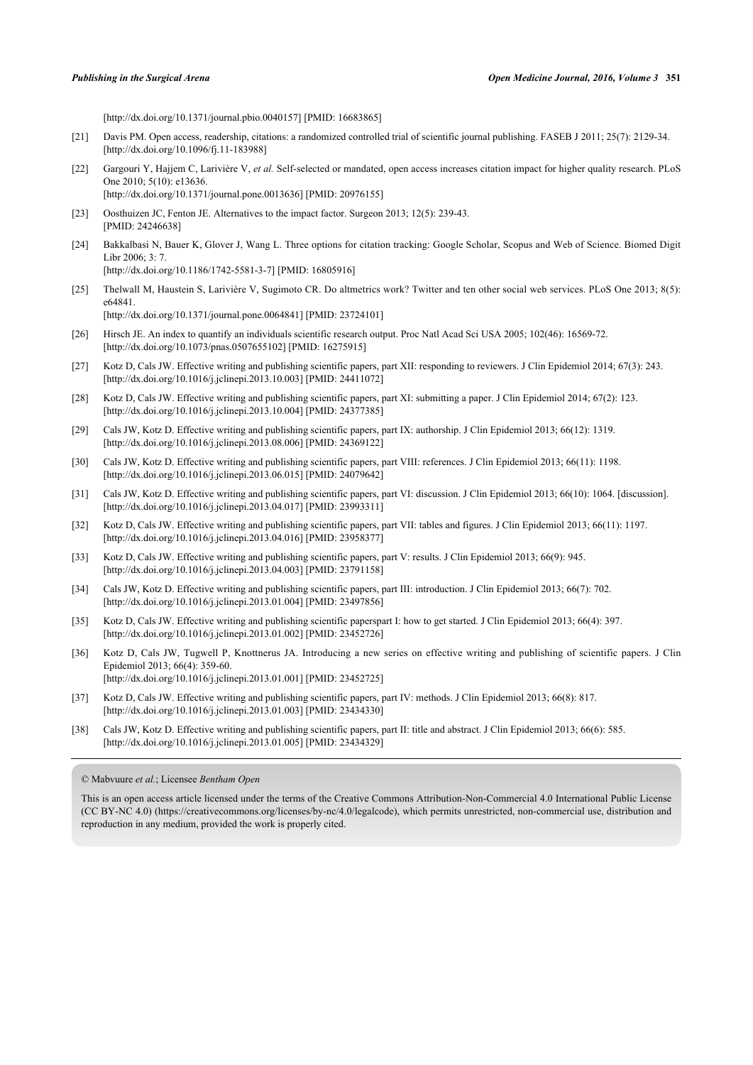[http://dx.doi.org/10.1371/journal.pbio.0040157] [PMID: 16683865]

[21] Davis PM. Open access, readership, citations: a randomized controlled trial of scientific journal publishing. FASEB J 2011; 25(7): 2129-34. [http://dx.doi.org/10.1096/fj.11-183988]

[22] Gargouri Y, Hajjem C, Larivière V, *et al.* Self-selected or mandated, open access increases citation impact for higher quality research. PLoS One 2010; 5(10): e13636.
[http://dx.doi.org/10.1371/journal.pone.0013636] [PMID: 20976155]

[23] Oosthuizen JC, Fenton JE. Alternatives to the impact factor. Surgeon 2013; 12(5): 239-43.
[PMID: 24246638]

[24] Bakkalbasi N, Bauer K, Glover J, Wang L. Three options for citation tracking: Google Scholar, Scopus and Web of Science. Biomed Digit Libr 2006; 3: 7.
[http://dx.doi.org/10.1186/1742-5581-3-7] [PMID: 16805916]

[25] Thelwall M, Haustein S, Larivière V, Sugimoto CR. Do altmetrics work? Twitter and ten other social web services. PLoS One 2013; 8(5): e64841.
[http://dx.doi.org/10.1371/journal.pone.0064841] [PMID: 23724101]

[26] Hirsch JE. An index to quantify an individuals scientific research output. Proc Natl Acad Sci USA 2005; 102(46): 16569-72.
[http://dx.doi.org/10.1073/pnas.0507655102] [PMID: 16275915]

[27] Kotz D, Cals JW. Effective writing and publishing scientific papers, part XII: responding to reviewers. J Clin Epidemiol 2014; 67(3): 243.
[http://dx.doi.org/10.1016/j.jclinepi.2013.10.003] [PMID: 24411072]

[28] Kotz D, Cals JW. Effective writing and publishing scientific papers, part XI: submitting a paper. J Clin Epidemiol 2014; 67(2): 123.
[http://dx.doi.org/10.1016/j.jclinepi.2013.10.004] [PMID: 24377385]

[29] Cals JW, Kotz D. Effective writing and publishing scientific papers, part IX: authorship. J Clin Epidemiol 2013; 66(12): 1319.
[http://dx.doi.org/10.1016/j.jclinepi.2013.08.006] [PMID: 24369122]

[30] Cals JW, Kotz D. Effective writing and publishing scientific papers, part VIII: references. J Clin Epidemiol 2013; 66(11): 1198.
[http://dx.doi.org/10.1016/j.jclinepi.2013.06.015] [PMID: 24079642]

[31] Cals JW, Kotz D. Effective writing and publishing scientific papers, part VI: discussion. J Clin Epidemiol 2013; 66(10): 1064. [discussion].
[http://dx.doi.org/10.1016/j.jclinepi.2013.04.017] [PMID: 23993311]

[32] Kotz D, Cals JW. Effective writing and publishing scientific papers, part VII: tables and figures. J Clin Epidemiol 2013; 66(11): 1197.
[http://dx.doi.org/10.1016/j.jclinepi.2013.04.016] [PMID: 23958377]

[33] Kotz D, Cals JW. Effective writing and publishing scientific papers, part V: results. J Clin Epidemiol 2013; 66(9): 945.
[http://dx.doi.org/10.1016/j.jclinepi.2013.04.003] [PMID: 23791158]

[34] Cals JW, Kotz D. Effective writing and publishing scientific papers, part III: introduction. J Clin Epidemiol 2013; 66(7): 702.
[http://dx.doi.org/10.1016/j.jclinepi.2013.01.004] [PMID: 23497856]

[35] Kotz D, Cals JW. Effective writing and publishing scientific paperspart I: how to get started. J Clin Epidemiol 2013; 66(4): 397.
[http://dx.doi.org/10.1016/j.jclinepi.2013.01.002] [PMID: 23452726]

[36] Kotz D, Cals JW, Tugwell P, Knottnerus JA. Introducing a new series on effective writing and publishing of scientific papers. J Clin Epidemiol 2013; 66(4): 359-60.
[http://dx.doi.org/10.1016/j.jclinepi.2013.01.001] [PMID: 23452725]

[37] Kotz D, Cals JW. Effective writing and publishing scientific papers, part IV: methods. J Clin Epidemiol 2013; 66(8): 817.
[http://dx.doi.org/10.1016/j.jclinepi.2013.01.003] [PMID: 23434330]

[38] Cals JW, Kotz D. Effective writing and publishing scientific papers, part II: title and abstract. J Clin Epidemiol 2013; 66(6): 585.
[http://dx.doi.org/10.1016/j.jclinepi.2013.01.005] [PMID: 23434329]

---

© Mabvuure *et al.*; Licensee *Bentham Open*

This is an open access article licensed under the terms of the Creative Commons Attribution-Non-Commercial 4.0 International Public License (CC BY-NC 4.0) (https://creativecommons.org/licenses/by-nc/4.0/legalcode), which permits unrestricted, non-commercial use, distribution and reproduction in any medium, provided the work is properly cited.